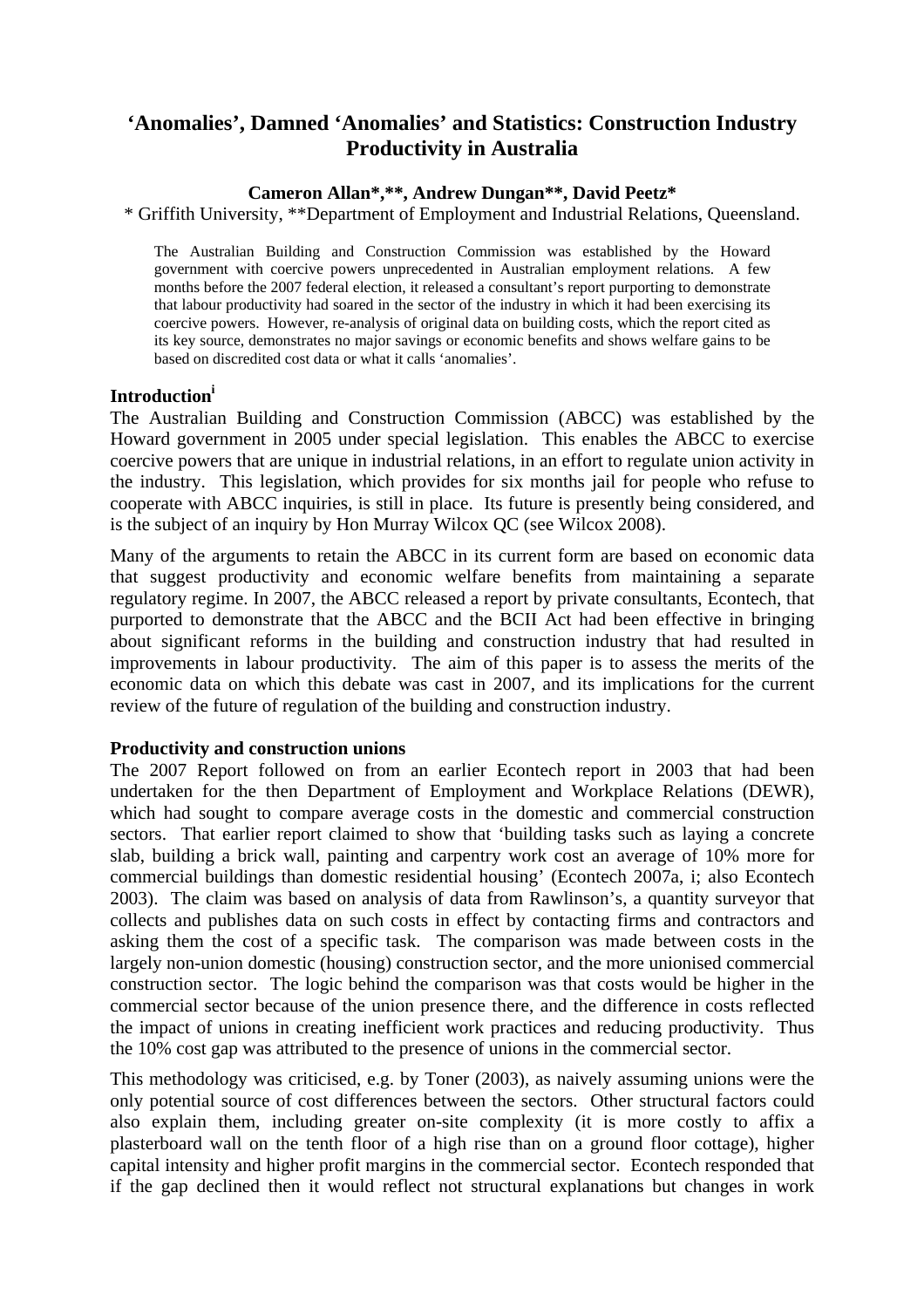# 'Anomalies', Damned 'Anomalies' and Statistics: Construction Industry Productivity in Australia

**Cameron Allan*,\*\*, Andrew Dungan\*\*, David Peetz***

\* Griffith University, \*\*Department of Employment and Industrial Relations, Queensland.

The Australian Building and Construction Commission was established by the Howard government with coercive powers unprecedented in Australian employment relations. A few months before the 2007 federal election, it released a consultant's report purporting to demonstrate that labour productivity had soared in the sector of the industry in which it had been exercising its coercive powers. However, re-analysis of original data on building costs, which the report cited as its key source, demonstrates no major savings or economic benefits and shows welfare gains to be based on discredited cost data or what it calls 'anomalies'.

## Introduction[i]

The Australian Building and Construction Commission (ABCC) was established by the Howard government in 2005 under special legislation. This enables the ABCC to exercise coercive powers that are unique in industrial relations, in an effort to regulate union activity in the industry. This legislation, which provides for six months jail for people who refuse to cooperate with ABCC inquiries, is still in place. Its future is presently being considered, and is the subject of an inquiry by Hon Murray Wilcox QC (see Wilcox 2008).

Many of the arguments to retain the ABCC in its current form are based on economic data that suggest productivity and economic welfare benefits from maintaining a separate regulatory regime. In 2007, the ABCC released a report by private consultants, Econtech, that purported to demonstrate that the ABCC and the BCII Act had been effective in bringing about significant reforms in the building and construction industry that had resulted in improvements in labour productivity. The aim of this paper is to assess the merits of the economic data on which this debate was cast in 2007, and its implications for the current review of the future of regulation of the building and construction industry.

## Productivity and construction unions

The 2007 Report followed on from an earlier Econtech report in 2003 that had been undertaken for the then Department of Employment and Workplace Relations (DEWR), which had sought to compare average costs in the domestic and commercial construction sectors. That earlier report claimed to show that 'building tasks such as laying a concrete slab, building a brick wall, painting and carpentry work cost an average of 10% more for commercial buildings than domestic residential housing' (Econtech 2007a, i; also Econtech 2003). The claim was based on analysis of data from Rawlinson's, a quantity surveyor that collects and publishes data on such costs in effect by contacting firms and contractors and asking them the cost of a specific task. The comparison was made between costs in the largely non-union domestic (housing) construction sector, and the more unionised commercial construction sector. The logic behind the comparison was that costs would be higher in the commercial sector because of the union presence there, and the difference in costs reflected the impact of unions in creating inefficient work practices and reducing productivity. Thus the 10% cost gap was attributed to the presence of unions in the commercial sector.

This methodology was criticised, e.g. by Toner (2003), as naively assuming unions were the only potential source of cost differences between the sectors. Other structural factors could also explain them, including greater on-site complexity (it is more costly to affix a plasterboard wall on the tenth floor of a high rise than on a ground floor cottage), higher capital intensity and higher profit margins in the commercial sector. Econtech responded that if the gap declined then it would reflect not structural explanations but changes in work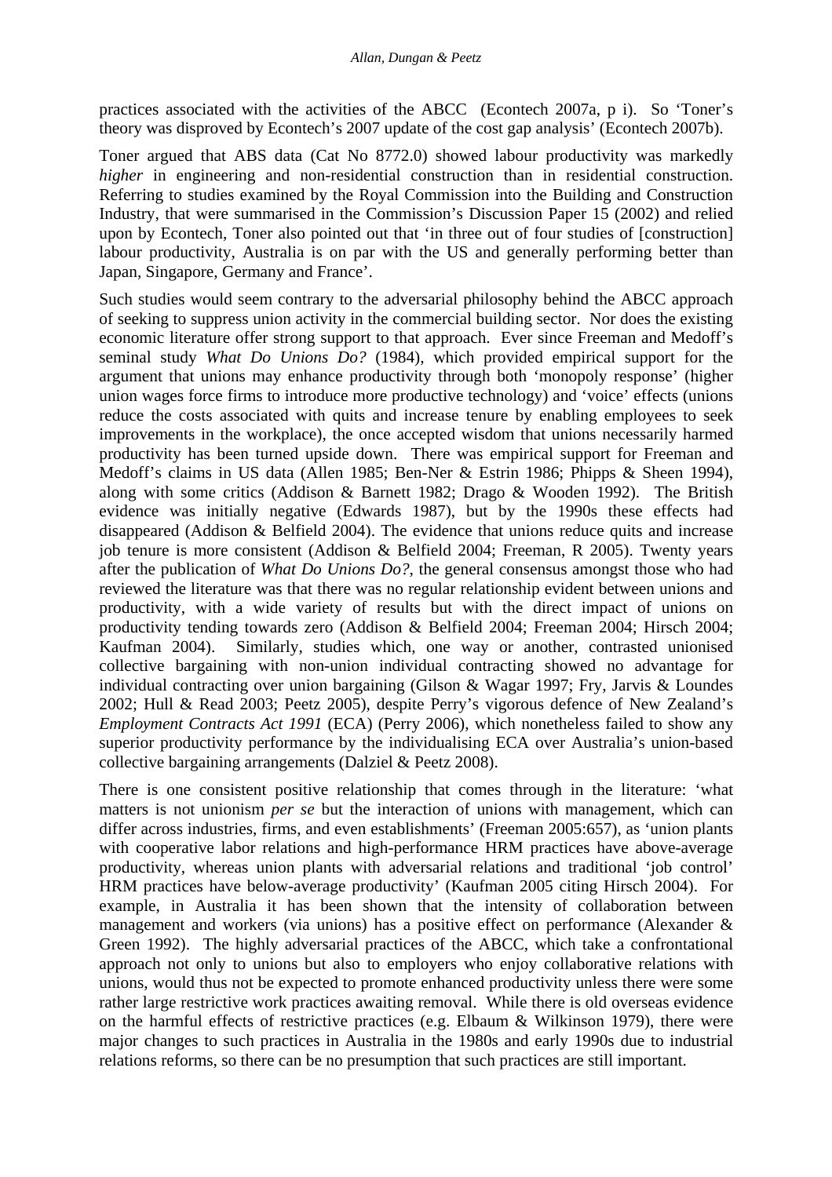practices associated with the activities of the ABCC (Econtech 2007a, p i). So 'Toner's theory was disproved by Econtech's 2007 update of the cost gap analysis' (Econtech 2007b).

Toner argued that ABS data (Cat No 8772.0) showed labour productivity was markedly *higher* in engineering and non-residential construction than in residential construction. Referring to studies examined by the Royal Commission into the Building and Construction Industry, that were summarised in the Commission's Discussion Paper 15 (2002) and relied upon by Econtech, Toner also pointed out that 'in three out of four studies of [construction] labour productivity, Australia is on par with the US and generally performing better than Japan, Singapore, Germany and France'.

Such studies would seem contrary to the adversarial philosophy behind the ABCC approach of seeking to suppress union activity in the commercial building sector. Nor does the existing economic literature offer strong support to that approach. Ever since Freeman and Medoff's seminal study *What Do Unions Do?* (1984), which provided empirical support for the argument that unions may enhance productivity through both 'monopoly response' (higher union wages force firms to introduce more productive technology) and 'voice' effects (unions reduce the costs associated with quits and increase tenure by enabling employees to seek improvements in the workplace), the once accepted wisdom that unions necessarily harmed productivity has been turned upside down. There was empirical support for Freeman and Medoff's claims in US data (Allen 1985; Ben-Ner & Estrin 1986; Phipps & Sheen 1994), along with some critics (Addison & Barnett 1982; Drago & Wooden 1992). The British evidence was initially negative (Edwards 1987), but by the 1990s these effects had disappeared (Addison & Belfield 2004). The evidence that unions reduce quits and increase job tenure is more consistent (Addison & Belfield 2004; Freeman, R 2005). Twenty years after the publication of *What Do Unions Do?*, the general consensus amongst those who had reviewed the literature was that there was no regular relationship evident between unions and productivity, with a wide variety of results but with the direct impact of unions on productivity tending towards zero (Addison & Belfield 2004; Freeman 2004; Hirsch 2004; Kaufman 2004). Similarly, studies which, one way or another, contrasted unionised collective bargaining with non-union individual contracting showed no advantage for individual contracting over union bargaining (Gilson & Wagar 1997; Fry, Jarvis & Loundes 2002; Hull & Read 2003; Peetz 2005), despite Perry's vigorous defence of New Zealand's *Employment Contracts Act 1991* (ECA) (Perry 2006), which nonetheless failed to show any superior productivity performance by the individualising ECA over Australia's union-based collective bargaining arrangements (Dalziel & Peetz 2008).

There is one consistent positive relationship that comes through in the literature: 'what matters is not unionism *per se* but the interaction of unions with management, which can differ across industries, firms, and even establishments' (Freeman 2005:657), as 'union plants with cooperative labor relations and high-performance HRM practices have above-average productivity, whereas union plants with adversarial relations and traditional 'job control' HRM practices have below-average productivity' (Kaufman 2005 citing Hirsch 2004). For example, in Australia it has been shown that the intensity of collaboration between management and workers (via unions) has a positive effect on performance (Alexander & Green 1992). The highly adversarial practices of the ABCC, which take a confrontational approach not only to unions but also to employers who enjoy collaborative relations with unions, would thus not be expected to promote enhanced productivity unless there were some rather large restrictive work practices awaiting removal. While there is old overseas evidence on the harmful effects of restrictive practices (e.g. Elbaum & Wilkinson 1979), there were major changes to such practices in Australia in the 1980s and early 1990s due to industrial relations reforms, so there can be no presumption that such practices are still important.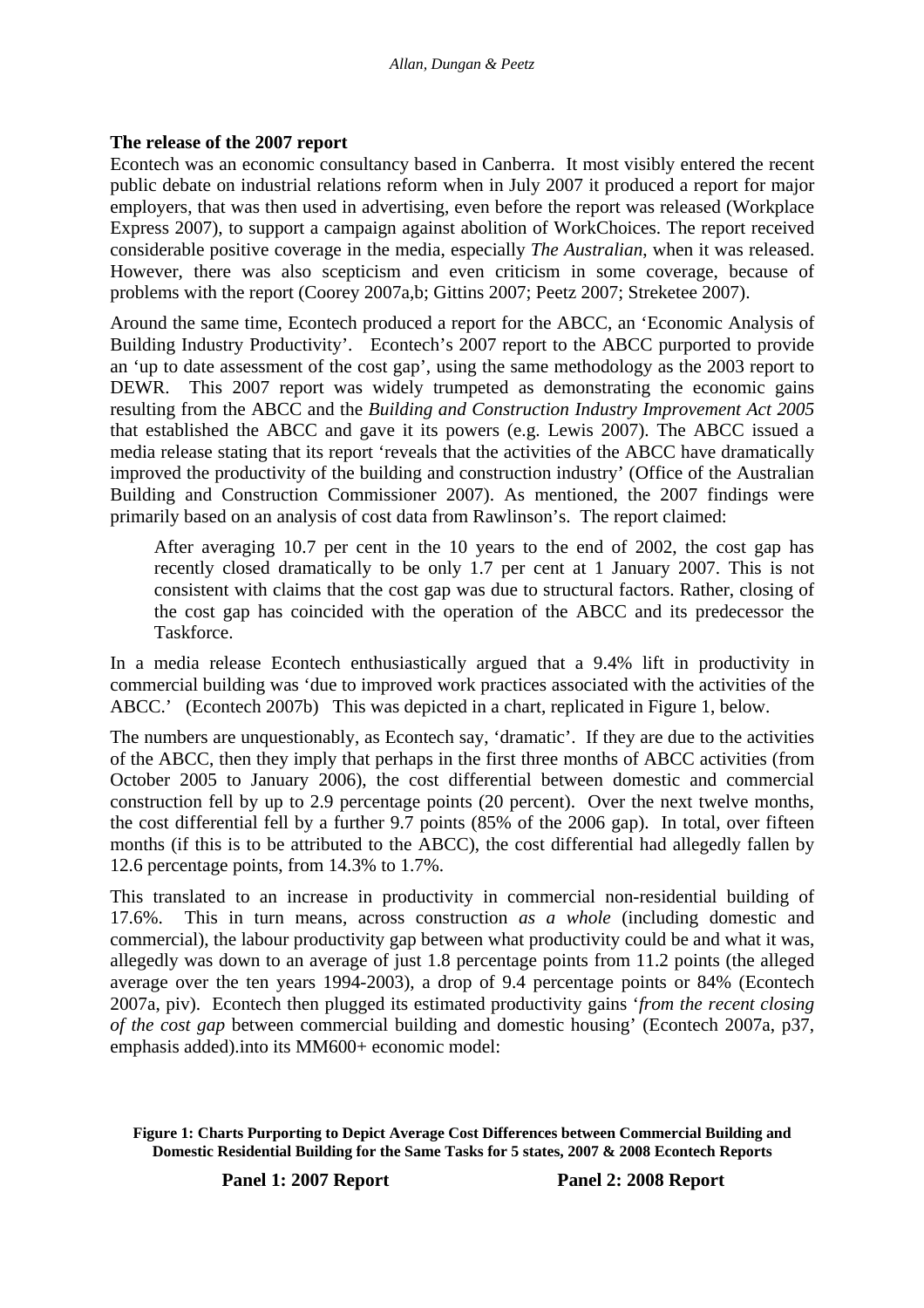### The release of the 2007 report

Econtech was an economic consultancy based in Canberra. It most visibly entered the recent public debate on industrial relations reform when in July 2007 it produced a report for major employers, that was then used in advertising, even before the report was released (Workplace Express 2007), to support a campaign against abolition of WorkChoices. The report received considerable positive coverage in the media, especially *The Australian*, when it was released. However, there was also scepticism and even criticism in some coverage, because of problems with the report (Coorey 2007a,b; Gittins 2007; Peetz 2007; Streketee 2007).

Around the same time, Econtech produced a report for the ABCC, an 'Economic Analysis of Building Industry Productivity'. Econtech's 2007 report to the ABCC purported to provide an 'up to date assessment of the cost gap', using the same methodology as the 2003 report to DEWR. This 2007 report was widely trumpeted as demonstrating the economic gains resulting from the ABCC and the *Building and Construction Industry Improvement Act 2005* that established the ABCC and gave it its powers (e.g. Lewis 2007). The ABCC issued a media release stating that its report 'reveals that the activities of the ABCC have dramatically improved the productivity of the building and construction industry' (Office of the Australian Building and Construction Commissioner 2007). As mentioned, the 2007 findings were primarily based on an analysis of cost data from Rawlinson's. The report claimed:

> After averaging 10.7 per cent in the 10 years to the end of 2002, the cost gap has recently closed dramatically to be only 1.7 per cent at 1 January 2007. This is not consistent with claims that the cost gap was due to structural factors. Rather, closing of the cost gap has coincided with the operation of the ABCC and its predecessor the Taskforce.

In a media release Econtech enthusiastically argued that a 9.4% lift in productivity in commercial building was 'due to improved work practices associated with the activities of the ABCC.' (Econtech 2007b) This was depicted in a chart, replicated in Figure 1, below.

The numbers are unquestionably, as Econtech say, 'dramatic'. If they are due to the activities of the ABCC, then they imply that perhaps in the first three months of ABCC activities (from October 2005 to January 2006), the cost differential between domestic and commercial construction fell by up to 2.9 percentage points (20 percent). Over the next twelve months, the cost differential fell by a further 9.7 points (85% of the 2006 gap). In total, over fifteen months (if this is to be attributed to the ABCC), the cost differential had allegedly fallen by 12.6 percentage points, from 14.3% to 1.7%.

This translated to an increase in productivity in commercial non-residential building of 17.6%. This in turn means, across construction *as a whole* (including domestic and commercial), the labour productivity gap between what productivity could be and what it was, allegedly was down to an average of just 1.8 percentage points from 11.2 points (the alleged average over the ten years 1994-2003), a drop of 9.4 percentage points or 84% (Econtech 2007a, piv). Econtech then plugged its estimated productivity gains '*from the recent closing of the cost gap* between commercial building and domestic housing' (Econtech 2007a, p37, emphasis added).into its MM600+ economic model:

**Figure 1: Charts Purporting to Depict Average Cost Differences between Commercial Building and Domestic Residential Building for the Same Tasks for 5 states, 2007 & 2008 Econtech Reports**

**Panel 1: 2007 Report** **Panel 2: 2008 Report**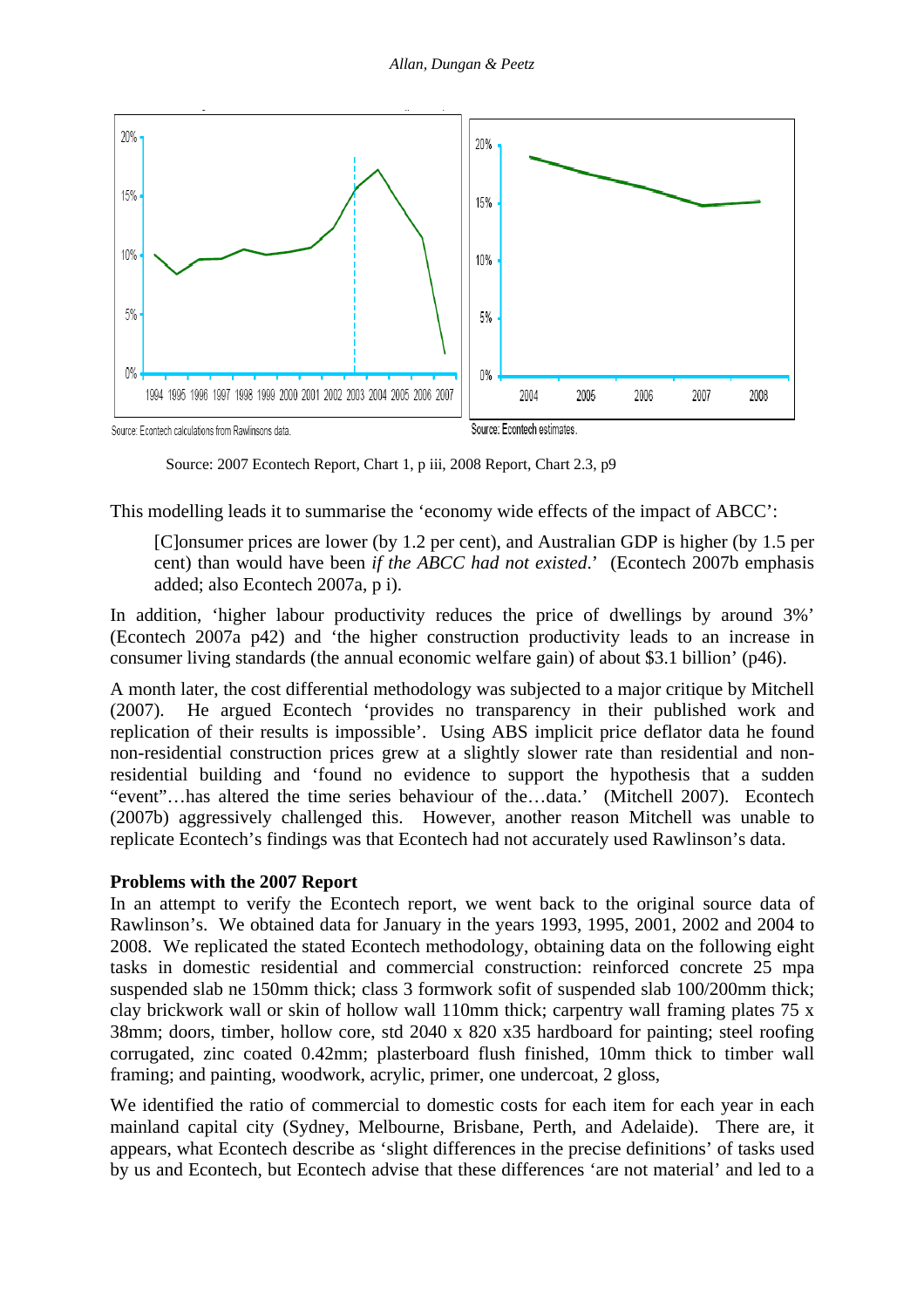Source: Econtech calculations from Rawlinsons data.

Source: Econtech estimates.

Source: 2007 Econtech Report, Chart 1, p iii, 2008 Report, Chart 2.3, p9

This modelling leads it to summarise the 'economy wide effects of the impact of ABCC':

> [C]onsumer prices are lower (by 1.2 per cent), and Australian GDP is higher (by 1.5 per cent) than would have been *if the ABCC had not existed*.' (Econtech 2007b emphasis added; also Econtech 2007a, p i).

In addition, 'higher labour productivity reduces the price of dwellings by around 3%' (Econtech 2007a p42) and 'the higher construction productivity leads to an increase in consumer living standards (the annual economic welfare gain) of about $3.1 billion' (p46).

A month later, the cost differential methodology was subjected to a major critique by Mitchell (2007). He argued Econtech 'provides no transparency in their published work and replication of their results is impossible'. Using ABS implicit price deflator data he found non-residential construction prices grew at a slightly slower rate than residential and non-residential building and 'found no evidence to support the hypothesis that a sudden "event"…has altered the time series behaviour of the…data.' (Mitchell 2007). Econtech (2007b) aggressively challenged this. However, another reason Mitchell was unable to replicate Econtech's findings was that Econtech had not accurately used Rawlinson's data.

**Problems with the 2007 Report**

In an attempt to verify the Econtech report, we went back to the original source data of Rawlinson's. We obtained data for January in the years 1993, 1995, 2001, 2002 and 2004 to 2008. We replicated the stated Econtech methodology, obtaining data on the following eight tasks in domestic residential and commercial construction: reinforced concrete 25 mpa suspended slab ne 150mm thick; class 3 formwork sofit of suspended slab 100/200mm thick; clay brickwork wall or skin of hollow wall 110mm thick; carpentry wall framing plates 75 x 38mm; doors, timber, hollow core, std 2040 x 820 x35 hardboard for painting; steel roofing corrugated, zinc coated 0.42mm; plasterboard flush finished, 10mm thick to timber wall framing; and painting, woodwork, acrylic, primer, one undercoat, 2 gloss,

We identified the ratio of commercial to domestic costs for each item for each year in each mainland capital city (Sydney, Melbourne, Brisbane, Perth, and Adelaide). There are, it appears, what Econtech describe as 'slight differences in the precise definitions' of tasks used by us and Econtech, but Econtech advise that these differences 'are not material' and led to a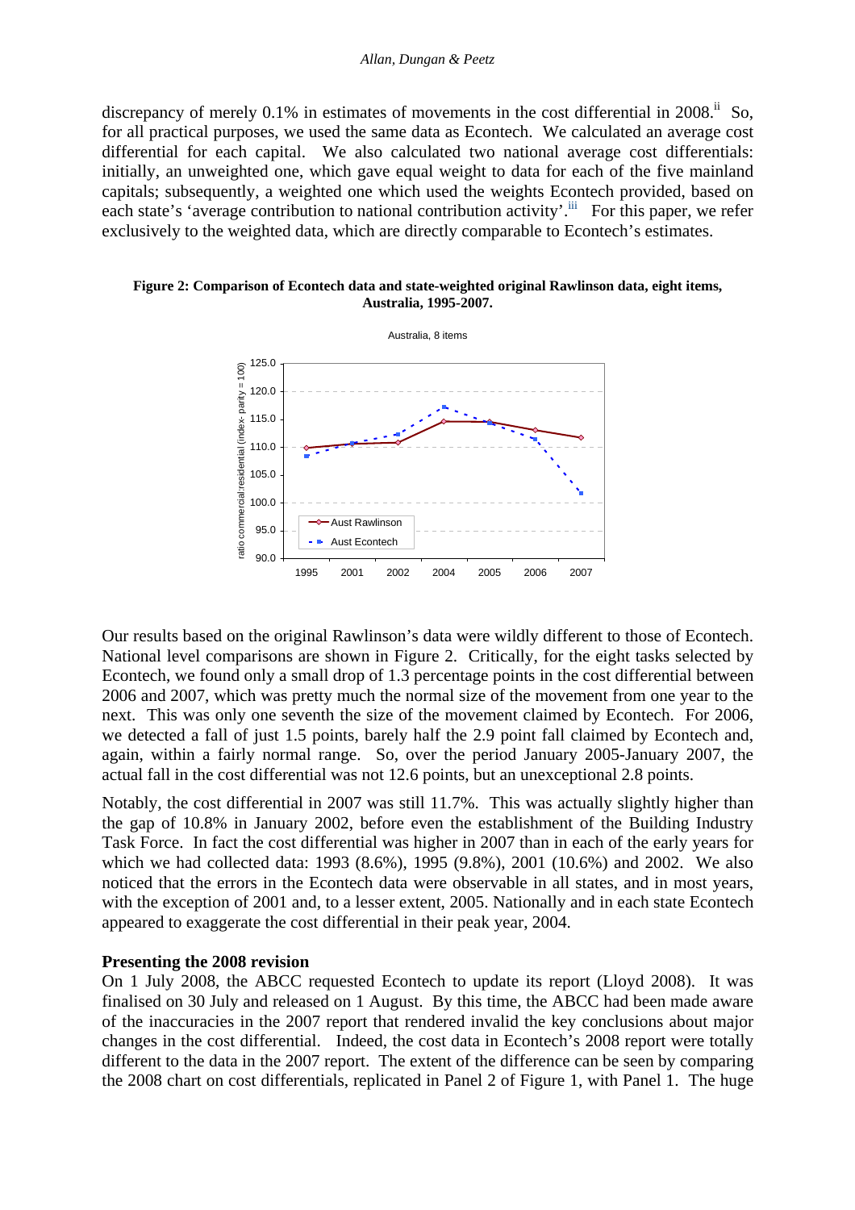discrepancy of merely 0.1% in estimates of movements in the cost differential in 2008.[ii] So, for all practical purposes, we used the same data as Econtech. We calculated an average cost differential for each capital. We also calculated two national average cost differentials: initially, an unweighted one, which gave equal weight to data for each of the five mainland capitals; subsequently, a weighted one which used the weights Econtech provided, based on each state's 'average contribution to national contribution activity'.[iii] For this paper, we refer exclusively to the weighted data, which are directly comparable to Econtech's estimates.

**Figure 2: Comparison of Econtech data and state-weighted original Rawlinson data, eight items, Australia, 1995-2007.**

Our results based on the original Rawlinson's data were wildly different to those of Econtech. National level comparisons are shown in Figure 2. Critically, for the eight tasks selected by Econtech, we found only a small drop of 1.3 percentage points in the cost differential between 2006 and 2007, which was pretty much the normal size of the movement from one year to the next. This was only one seventh the size of the movement claimed by Econtech. For 2006, we detected a fall of just 1.5 points, barely half the 2.9 point fall claimed by Econtech and, again, within a fairly normal range. So, over the period January 2005-January 2007, the actual fall in the cost differential was not 12.6 points, but an unexceptional 2.8 points.

Notably, the cost differential in 2007 was still 11.7%. This was actually slightly higher than the gap of 10.8% in January 2002, before even the establishment of the Building Industry Task Force. In fact the cost differential was higher in 2007 than in each of the early years for which we had collected data: 1993 (8.6%), 1995 (9.8%), 2001 (10.6%) and 2002. We also noticed that the errors in the Econtech data were observable in all states, and in most years, with the exception of 2001 and, to a lesser extent, 2005. Nationally and in each state Econtech appeared to exaggerate the cost differential in their peak year, 2004.

### Presenting the 2008 revision

On 1 July 2008, the ABCC requested Econtech to update its report (Lloyd 2008). It was finalised on 30 July and released on 1 August. By this time, the ABCC had been made aware of the inaccuracies in the 2007 report that rendered invalid the key conclusions about major changes in the cost differential. Indeed, the cost data in Econtech's 2008 report were totally different to the data in the 2007 report. The extent of the difference can be seen by comparing the 2008 chart on cost differentials, replicated in Panel 2 of Figure 1, with Panel 1. The huge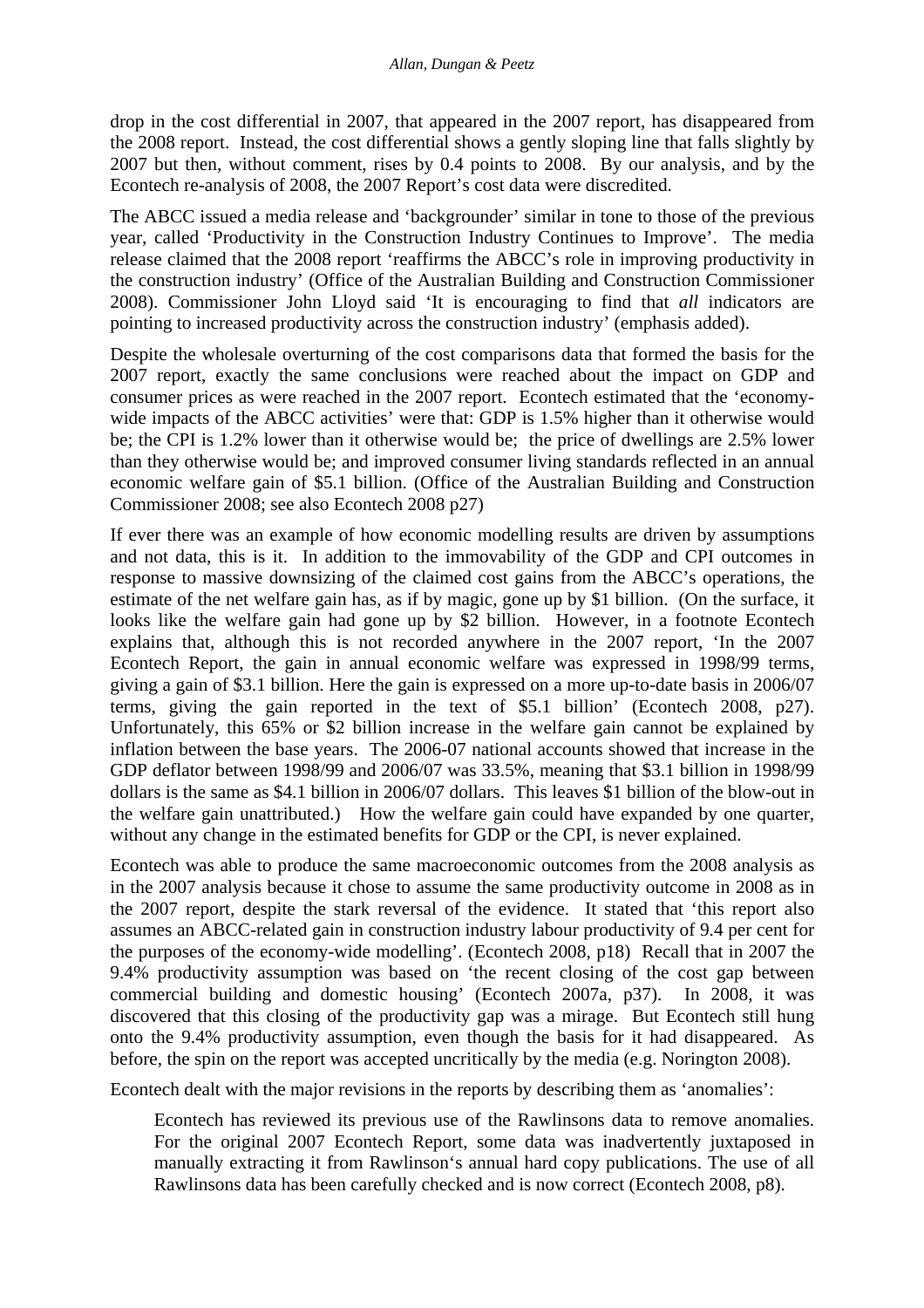drop in the cost differential in 2007, that appeared in the 2007 report, has disappeared from the 2008 report. Instead, the cost differential shows a gently sloping line that falls slightly by 2007 but then, without comment, rises by 0.4 points to 2008. By our analysis, and by the Econtech re-analysis of 2008, the 2007 Report's cost data were discredited.

The ABCC issued a media release and 'backgrounder' similar in tone to those of the previous year, called 'Productivity in the Construction Industry Continues to Improve'. The media release claimed that the 2008 report 'reaffirms the ABCC's role in improving productivity in the construction industry' (Office of the Australian Building and Construction Commissioner 2008). Commissioner John Lloyd said 'It is encouraging to find that *all* indicators are pointing to increased productivity across the construction industry' (emphasis added).

Despite the wholesale overturning of the cost comparisons data that formed the basis for the 2007 report, exactly the same conclusions were reached about the impact on GDP and consumer prices as were reached in the 2007 report. Econtech estimated that the 'economy-wide impacts of the ABCC activities' were that: GDP is 1.5% higher than it otherwise would be; the CPI is 1.2% lower than it otherwise would be; the price of dwellings are 2.5% lower than they otherwise would be; and improved consumer living standards reflected in an annual economic welfare gain of $5.1 billion. (Office of the Australian Building and Construction Commissioner 2008; see also Econtech 2008 p27)

If ever there was an example of how economic modelling results are driven by assumptions and not data, this is it. In addition to the immovability of the GDP and CPI outcomes in response to massive downsizing of the claimed cost gains from the ABCC's operations, the estimate of the net welfare gain has, as if by magic, gone up by $1 billion. (On the surface, it looks like the welfare gain had gone up by $2 billion. However, in a footnote Econtech explains that, although this is not recorded anywhere in the 2007 report, 'In the 2007 Econtech Report, the gain in annual economic welfare was expressed in 1998/99 terms, giving a gain of $3.1 billion. Here the gain is expressed on a more up-to-date basis in 2006/07 terms, giving the gain reported in the text of $5.1 billion' (Econtech 2008, p27). Unfortunately, this 65% or $2 billion increase in the welfare gain cannot be explained by inflation between the base years. The 2006-07 national accounts showed that increase in the GDP deflator between 1998/99 and 2006/07 was 33.5%, meaning that $3.1 billion in 1998/99 dollars is the same as $4.1 billion in 2006/07 dollars. This leaves $1 billion of the blow-out in the welfare gain unattributed.) How the welfare gain could have expanded by one quarter, without any change in the estimated benefits for GDP or the CPI, is never explained.

Econtech was able to produce the same macroeconomic outcomes from the 2008 analysis as in the 2007 analysis because it chose to assume the same productivity outcome in 2008 as in the 2007 report, despite the stark reversal of the evidence. It stated that 'this report also assumes an ABCC-related gain in construction industry labour productivity of 9.4 per cent for the purposes of the economy-wide modelling'. (Econtech 2008, p18) Recall that in 2007 the 9.4% productivity assumption was based on 'the recent closing of the cost gap between commercial building and domestic housing' (Econtech 2007a, p37). In 2008, it was discovered that this closing of the productivity gap was a mirage. But Econtech still hung onto the 9.4% productivity assumption, even though the basis for it had disappeared. As before, the spin on the report was accepted uncritically by the media (e.g. Norington 2008).

Econtech dealt with the major revisions in the reports by describing them as 'anomalies':

> Econtech has reviewed its previous use of the Rawlinsons data to remove anomalies. For the original 2007 Econtech Report, some data was inadvertently juxtaposed in manually extracting it from Rawlinson's annual hard copy publications. The use of all Rawlinsons data has been carefully checked and is now correct (Econtech 2008, p8).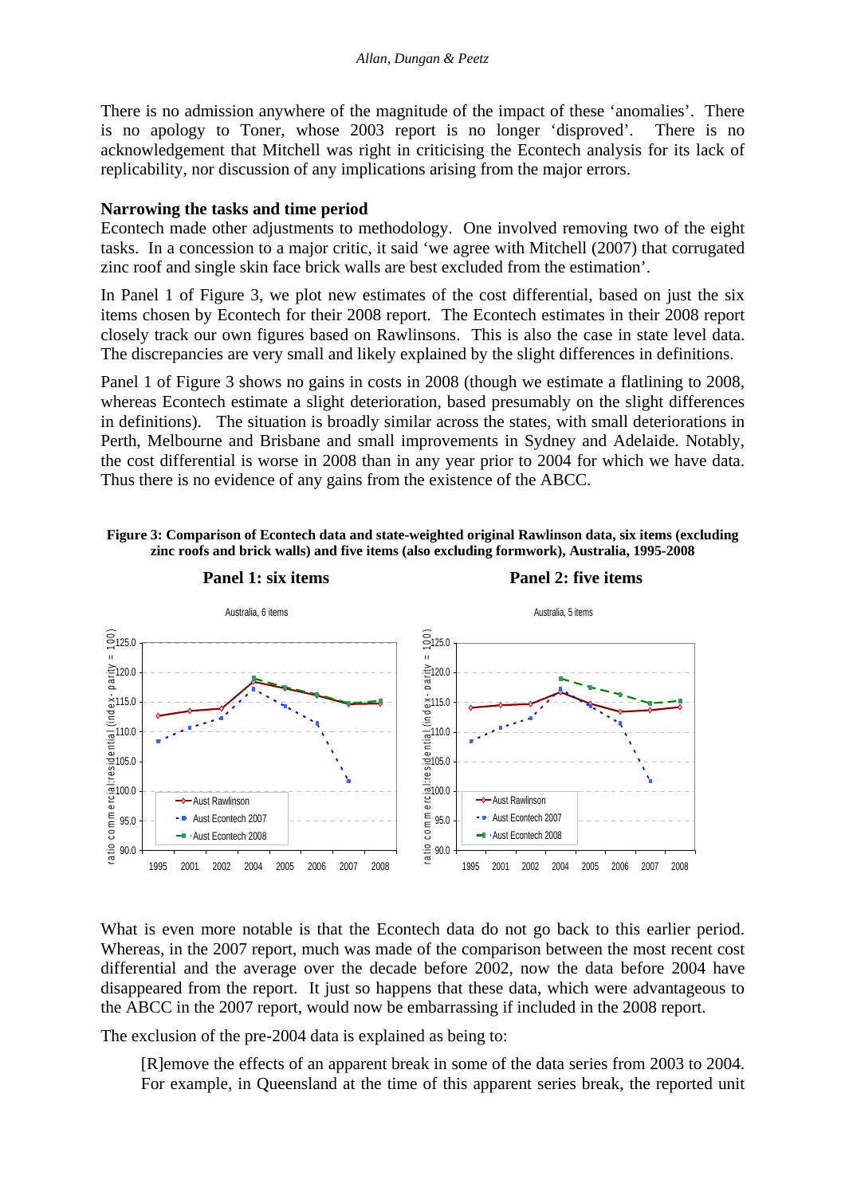There is no admission anywhere of the magnitude of the impact of these 'anomalies'. There is no apology to Toner, whose 2003 report is no longer 'disproved'. There is no acknowledgement that Mitchell was right in criticising the Econtech analysis for its lack of replicability, nor discussion of any implications arising from the major errors.

**Narrowing the tasks and time period**

Econtech made other adjustments to methodology. One involved removing two of the eight tasks. In a concession to a major critic, it said 'we agree with Mitchell (2007) that corrugated zinc roof and single skin face brick walls are best excluded from the estimation'.

In Panel 1 of Figure 3, we plot new estimates of the cost differential, based on just the six items chosen by Econtech for their 2008 report. The Econtech estimates in their 2008 report closely track our own figures based on Rawlinsons. This is also the case in state level data. The discrepancies are very small and likely explained by the slight differences in definitions.

Panel 1 of Figure 3 shows no gains in costs in 2008 (though we estimate a flatlining to 2008, whereas Econtech estimate a slight deterioration, based presumably on the slight differences in definitions). The situation is broadly similar across the states, with small deteriorations in Perth, Melbourne and Brisbane and small improvements in Sydney and Adelaide. Notably, the cost differential is worse in 2008 than in any year prior to 2004 for which we have data. Thus there is no evidence of any gains from the existence of the ABCC.

**Figure 3: Comparison of Econtech data and state-weighted original Rawlinson data, six items (excluding zinc roofs and brick walls) and five items (also excluding formwork), Australia, 1995-2008**

**Panel 1: six items** **Panel 2: five items**

What is even more notable is that the Econtech data do not go back to this earlier period. Whereas, in the 2007 report, much was made of the comparison between the most recent cost differential and the average over the decade before 2002, now the data before 2004 have disappeared from the report. It just so happens that these data, which were advantageous to the ABCC in the 2007 report, would now be embarrassing if included in the 2008 report.

The exclusion of the pre-2004 data is explained as being to:

> [R]emove the effects of an apparent break in some of the data series from 2003 to 2004. For example, in Queensland at the time of this apparent series break, the reported unit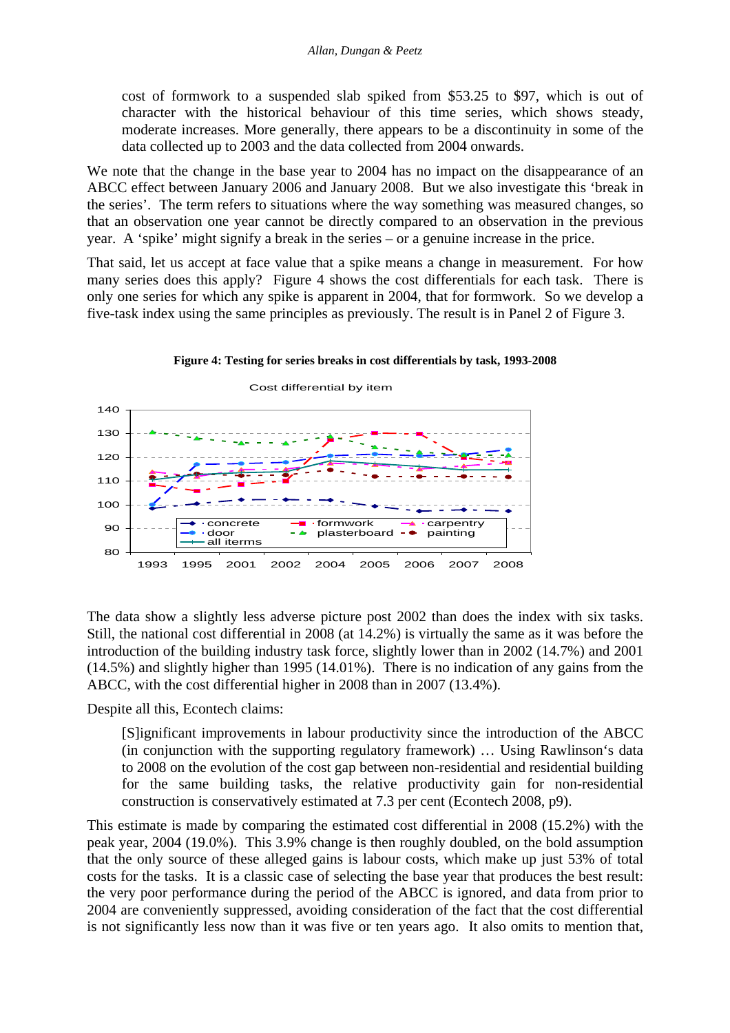> cost of formwork to a suspended slab spiked from $53.25 to $97, which is out of character with the historical behaviour of this time series, which shows steady, moderate increases. More generally, there appears to be a discontinuity in some of the data collected up to 2003 and the data collected from 2004 onwards.

We note that the change in the base year to 2004 has no impact on the disappearance of an ABCC effect between January 2006 and January 2008. But we also investigate this 'break in the series'. The term refers to situations where the way something was measured changes, so that an observation one year cannot be directly compared to an observation in the previous year. A 'spike' might signify a break in the series – or a genuine increase in the price.

That said, let us accept at face value that a spike means a change in measurement. For how many series does this apply? Figure 4 shows the cost differentials for each task. There is only one series for which any spike is apparent in 2004, that for formwork. So we develop a five-task index using the same principles as previously. The result is in Panel 2 of Figure 3.

**Figure 4: Testing for series breaks in cost differentials by task, 1993-2008**

The data show a slightly less adverse picture post 2002 than does the index with six tasks. Still, the national cost differential in 2008 (at 14.2%) is virtually the same as it was before the introduction of the building industry task force, slightly lower than in 2002 (14.7%) and 2001 (14.5%) and slightly higher than 1995 (14.01%). There is no indication of any gains from the ABCC, with the cost differential higher in 2008 than in 2007 (13.4%).

Despite all this, Econtech claims:

> [S]ignificant improvements in labour productivity since the introduction of the ABCC (in conjunction with the supporting regulatory framework) … Using Rawlinson's data to 2008 on the evolution of the cost gap between non-residential and residential building for the same building tasks, the relative productivity gain for non-residential construction is conservatively estimated at 7.3 per cent (Econtech 2008, p9).

This estimate is made by comparing the estimated cost differential in 2008 (15.2%) with the peak year, 2004 (19.0%). This 3.9% change is then roughly doubled, on the bold assumption that the only source of these alleged gains is labour costs, which make up just 53% of total costs for the tasks. It is a classic case of selecting the base year that produces the best result: the very poor performance during the period of the ABCC is ignored, and data from prior to 2004 are conveniently suppressed, avoiding consideration of the fact that the cost differential is not significantly less now than it was five or ten years ago. It also omits to mention that,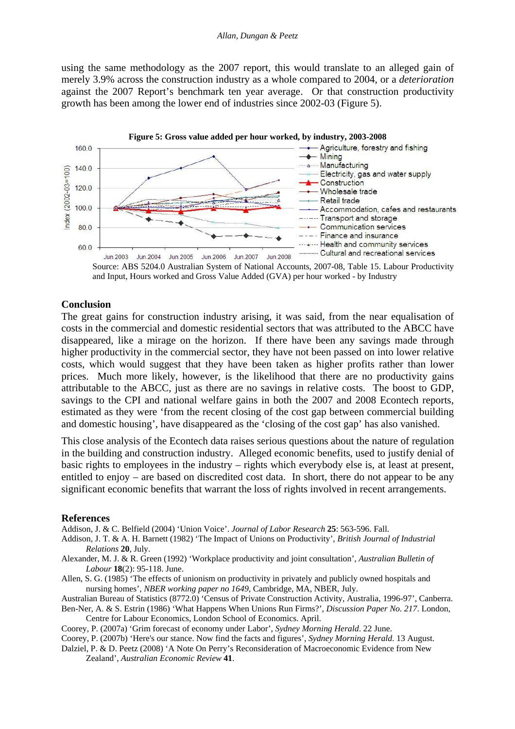using the same methodology as the 2007 report, this would translate to an alleged gain of merely 3.9% across the construction industry as a whole compared to 2004, or a *deterioration* against the 2007 Report's benchmark ten year average. Or that construction productivity growth has been among the lower end of industries since 2002-03 (Figure 5).

**Figure 5: Gross value added per hour worked, by industry, 2003-2008**

Source: ABS 5204.0 Australian System of National Accounts, 2007-08, Table 15. Labour Productivity and Input, Hours worked and Gross Value Added (GVA) per hour worked - by Industry

## Conclusion

The great gains for construction industry arising, it was said, from the near equalisation of costs in the commercial and domestic residential sectors that was attributed to the ABCC have disappeared, like a mirage on the horizon. If there have been any savings made through higher productivity in the commercial sector, they have not been passed on into lower relative costs, which would suggest that they have been taken as higher profits rather than lower prices. Much more likely, however, is the likelihood that there are no productivity gains attributable to the ABCC, just as there are no savings in relative costs. The boost to GDP, savings to the CPI and national welfare gains in both the 2007 and 2008 Econtech reports, estimated as they were 'from the recent closing of the cost gap between commercial building and domestic housing', have disappeared as the 'closing of the cost gap' has also vanished.

This close analysis of the Econtech data raises serious questions about the nature of regulation in the building and construction industry. Alleged economic benefits, used to justify denial of basic rights to employees in the industry – rights which everybody else is, at least at present, entitled to enjoy – are based on discredited cost data. In short, there do not appear to be any significant economic benefits that warrant the loss of rights involved in recent arrangements.

## References

Addison, J. & C. Belfield (2004) 'Union Voice'. *Journal of Labor Research* **25**: 563-596. Fall.

Addison, J. T. & A. H. Barnett (1982) 'The Impact of Unions on Productivity', *British Journal of Industrial Relations* **20**, July.

Alexander, M. J. & R. Green (1992) 'Workplace productivity and joint consultation', *Australian Bulletin of Labour* **18**(2): 95-118. June.

Allen, S. G. (1985) 'The effects of unionism on productivity in privately and publicly owned hospitals and nursing homes', *NBER working paper no 1649*, Cambridge, MA, NBER, July.

Australian Bureau of Statistics (8772.0) 'Census of Private Construction Activity, Australia, 1996-97', Canberra.

Ben-Ner, A. & S. Estrin (1986) 'What Happens When Unions Run Firms?', *Discussion Paper No. 217*. London, Centre for Labour Economics, London School of Economics. April.

Coorey, P. (2007a) 'Grim forecast of economy under Labor', *Sydney Morning Herald*. 22 June.

Coorey, P. (2007b) 'Here's our stance. Now find the facts and figures', *Sydney Morning Herald*. 13 August.

Dalziel, P. & D. Peetz (2008) 'A Note On Perry's Reconsideration of Macroeconomic Evidence from New Zealand', *Australian Economic Review* **41**.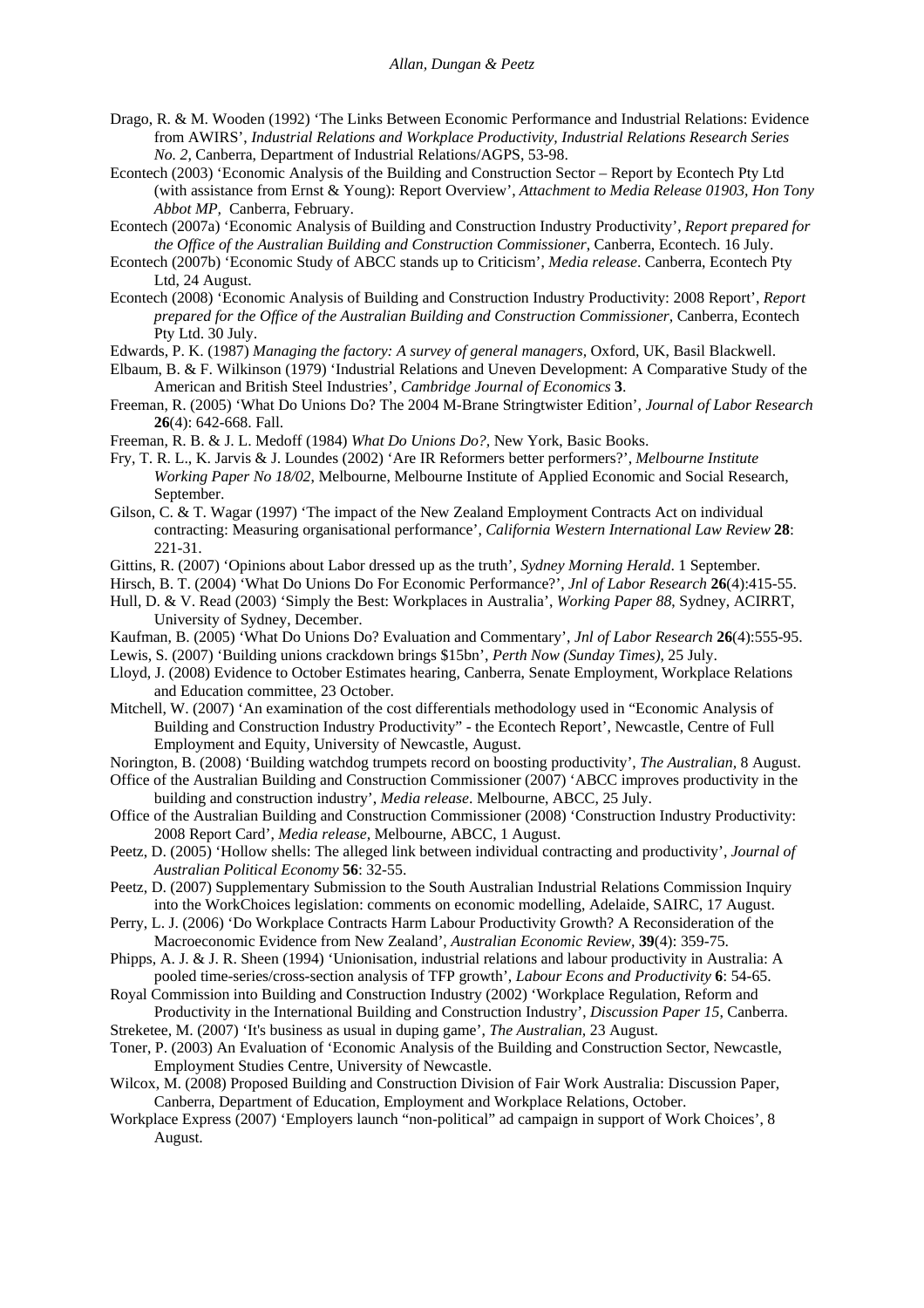Drago, R. & M. Wooden (1992) 'The Links Between Economic Performance and Industrial Relations: Evidence from AWIRS', *Industrial Relations and Workplace Productivity, Industrial Relations Research Series No. 2*, Canberra, Department of Industrial Relations/AGPS, 53-98.

Econtech (2003) 'Economic Analysis of the Building and Construction Sector – Report by Econtech Pty Ltd (with assistance from Ernst & Young): Report Overview', *Attachment to Media Release 01903, Hon Tony Abbot MP*, Canberra, February.

Econtech (2007a) 'Economic Analysis of Building and Construction Industry Productivity', *Report prepared for the Office of the Australian Building and Construction Commissioner*, Canberra, Econtech. 16 July.

Econtech (2007b) 'Economic Study of ABCC stands up to Criticism', *Media release*. Canberra, Econtech Pty Ltd, 24 August.

Econtech (2008) 'Economic Analysis of Building and Construction Industry Productivity: 2008 Report', *Report prepared for the Office of the Australian Building and Construction Commissioner*, Canberra, Econtech Pty Ltd. 30 July.

Edwards, P. K. (1987) *Managing the factory: A survey of general managers*, Oxford, UK, Basil Blackwell.

Elbaum, B. & F. Wilkinson (1979) 'Industrial Relations and Uneven Development: A Comparative Study of the American and British Steel Industries', *Cambridge Journal of Economics* **3**.

Freeman, R. (2005) 'What Do Unions Do? The 2004 M-Brane Stringtwister Edition', *Journal of Labor Research* **26**(4): 642-668. Fall.

Freeman, R. B. & J. L. Medoff (1984) *What Do Unions Do?*, New York, Basic Books.

Fry, T. R. L., K. Jarvis & J. Loundes (2002) 'Are IR Reformers better performers?', *Melbourne Institute Working Paper No 18/02*, Melbourne, Melbourne Institute of Applied Economic and Social Research, September.

Gilson, C. & T. Wagar (1997) 'The impact of the New Zealand Employment Contracts Act on individual contracting: Measuring organisational performance', *California Western International Law Review* **28**: 221-31.

Gittins, R. (2007) 'Opinions about Labor dressed up as the truth', *Sydney Morning Herald*. 1 September.

Hirsch, B. T. (2004) 'What Do Unions Do For Economic Performance?', *Jnl of Labor Research* **26**(4):415-55.

Hull, D. & V. Read (2003) 'Simply the Best: Workplaces in Australia', *Working Paper 88*, Sydney, ACIRRT, University of Sydney, December.

Kaufman, B. (2005) 'What Do Unions Do? Evaluation and Commentary', *Jnl of Labor Research* **26**(4):555-95.

Lewis, S. (2007) 'Building unions crackdown brings $15bn', *Perth Now (Sunday Times)*, 25 July.

Lloyd, J. (2008) Evidence to October Estimates hearing, Canberra, Senate Employment, Workplace Relations and Education committee, 23 October.

Mitchell, W. (2007) 'An examination of the cost differentials methodology used in "Economic Analysis of Building and Construction Industry Productivity" - the Econtech Report', Newcastle, Centre of Full Employment and Equity, University of Newcastle, August.

Norington, B. (2008) 'Building watchdog trumpets record on boosting productivity', *The Australian*, 8 August.

Office of the Australian Building and Construction Commissioner (2007) 'ABCC improves productivity in the building and construction industry', *Media release*. Melbourne, ABCC, 25 July.

Office of the Australian Building and Construction Commissioner (2008) 'Construction Industry Productivity: 2008 Report Card', *Media release*, Melbourne, ABCC, 1 August.

Peetz, D. (2005) 'Hollow shells: The alleged link between individual contracting and productivity', *Journal of Australian Political Economy* **56**: 32-55.

Peetz, D. (2007) Supplementary Submission to the South Australian Industrial Relations Commission Inquiry into the WorkChoices legislation: comments on economic modelling, Adelaide, SAIRC, 17 August.

Perry, L. J. (2006) 'Do Workplace Contracts Harm Labour Productivity Growth? A Reconsideration of the Macroeconomic Evidence from New Zealand', *Australian Economic Review*, **39**(4): 359-75.

Phipps, A. J. & J. R. Sheen (1994) 'Unionisation, industrial relations and labour productivity in Australia: A pooled time-series/cross-section analysis of TFP growth', *Labour Econs and Productivity* **6**: 54-65.

Royal Commission into Building and Construction Industry (2002) 'Workplace Regulation, Reform and Productivity in the International Building and Construction Industry', *Discussion Paper 15*, Canberra.

Streketee, M. (2007) 'It's business as usual in duping game', *The Australian*, 23 August.

Toner, P. (2003) An Evaluation of 'Economic Analysis of the Building and Construction Sector, Newcastle, Employment Studies Centre, University of Newcastle.

Wilcox, M. (2008) Proposed Building and Construction Division of Fair Work Australia: Discussion Paper, Canberra, Department of Education, Employment and Workplace Relations, October.

Workplace Express (2007) 'Employers launch "non-political" ad campaign in support of Work Choices', 8 August.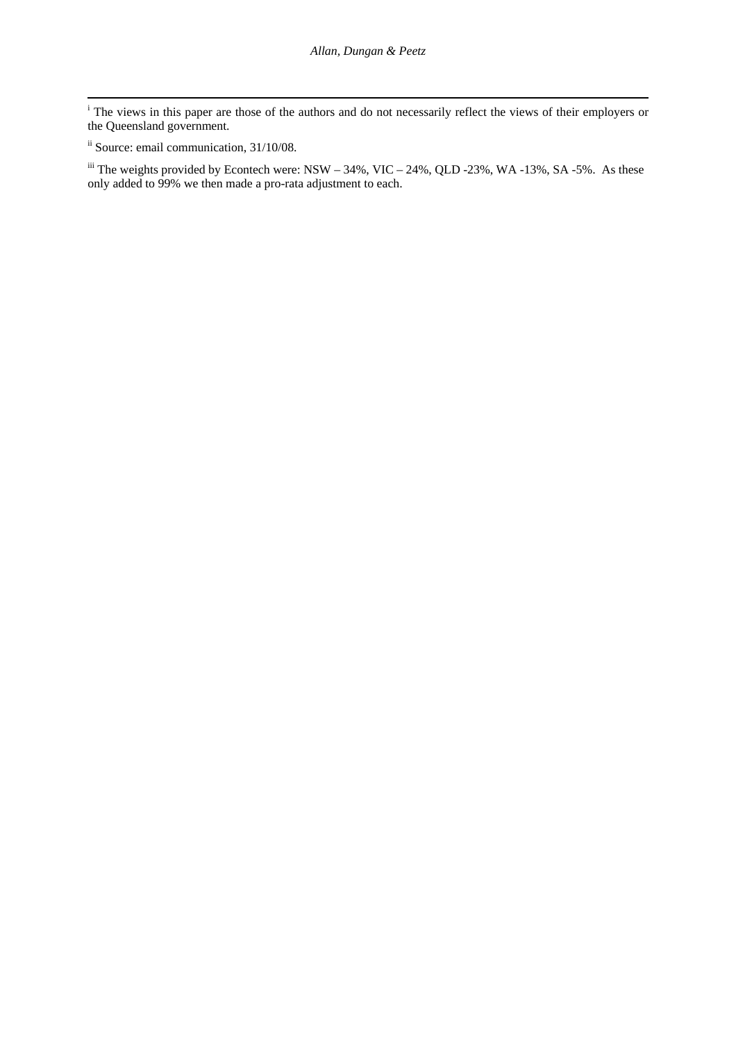[i] The views in this paper are those of the authors and do not necessarily reflect the views of their employers or the Queensland government.

[ii] Source: email communication, 31/10/08.

[iii] The weights provided by Econtech were: NSW – 34%, VIC – 24%, QLD -23%, WA -13%, SA -5%. As these only added to 99% we then made a pro-rata adjustment to each.